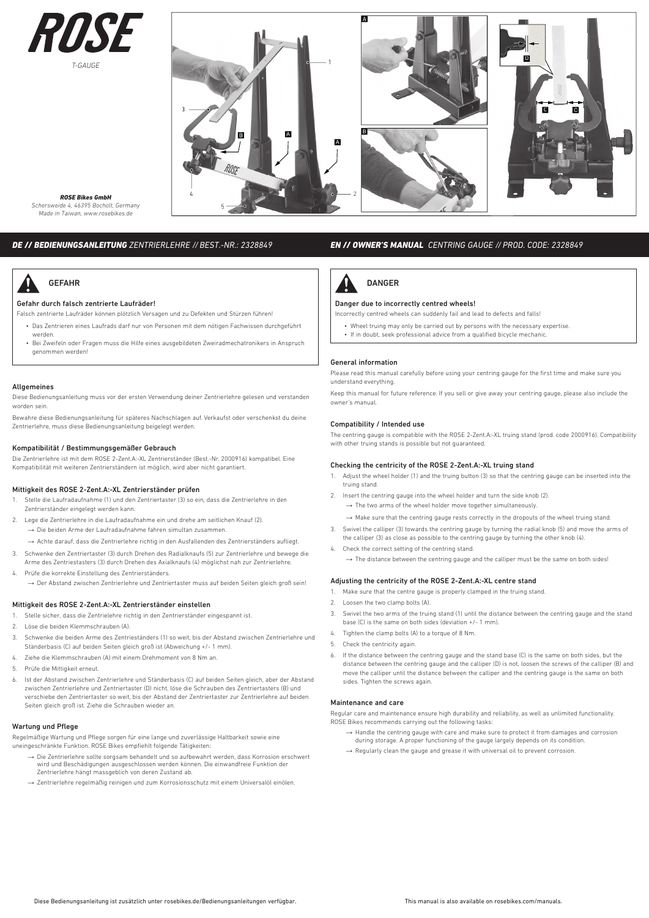# ROSE

*T-GAUGE*

***ROSE Bikes GmbH***
*Schersweide 4, 46395 Bocholt, Germany*
*Made in Taiwan, www.rosebikes.de*

## ***DE // BEDIENUNGSANLEITUNG*** *ZENTRIERLEHRE // BEST.-NR.: 2328849*

### GEFAHR

**Gefahr durch falsch zentrierte Laufräder!**

Falsch zentrierte Laufräder können plötzlich Versagen und zu Defekten und Stürzen führen!

- Das Zentrieren eines Laufrads darf nur von Personen mit dem nötigen Fachwissen durchgeführt werden.
- Bei Zweifeln oder Fragen muss die Hilfe eines ausgebildeten Zweiradmechatronikers in Anspruch genommen werden!

### Allgemeines

Diese Bedienungsanleitung muss vor der ersten Verwendung deiner Zentrierlehre gelesen und verstanden worden sein.

Bewahre diese Bedienungsanleitung für späteres Nachschlagen auf. Verkaufst oder verschenkst du deine Zentrierlehre, muss diese Bedienungsanleitung beigelegt werden.

### Kompatibilität / Bestimmungsgemäßer Gebrauch

Die Zentrierlehre ist mit dem ROSE 2-Zent.A:-XL Zentrierständer (Best.-Nr. 2000916) kompatibel. Eine Kompatibilität mit weiteren Zentrierständern ist möglich, wird aber nicht garantiert.

### Mittigkeit des ROSE 2-Zent.A:-XL Zentrierständer prüfen

1. Stelle die Laufradaufnahme (1) und den Zentriertaster (3) so ein, dass die Zentrierlehre in den Zentrierständer eingelegt werden kann.
2. Lege die Zentrierlehre in die Laufradaufnahme ein und drehe am seitlichen Knauf (2).
   → Die beiden Arme der Laufradaufnahme fahren simultan zusammen.
   → Achte darauf, dass die Zentrierlehre richtig in den Ausfallenden des Zentrierständers aufliegt.
3. Schwenke den Zentriertaster (3) durch Drehen des Radialknaufs (5) zur Zentrierlehre und bewege die Arme des Zentriestasters (3) durch Drehen des Axialknaufs (4) möglichst nah zur Zentrierlehre.
4. Prüfe die korrekte Einstellung des Zentrierständers.
   → Der Abstand zwischen Zentrierlehre und Zentriertaster muss auf beiden Seiten gleich groß sein!

### Mittigkeit des ROSE 2-Zent.A:-XL Zentrierständer einstellen

1. Stelle sicher, dass die Zentrielehre richtig in den Zentrierständer eingespannt ist.
2. Löse die beiden Klemmschrauben (A).
3. Schwenke die beiden Arme des Zentrierständers (1) so weit, bis der Abstand zwischen Zentrierlehre und Ständerbasis (C) auf beiden Seiten gleich groß ist (Abweichung +/- 1 mm).
4. Ziehe die Klemmschrauben (A) mit einem Drehmoment von 8 Nm an.
5. Prüfe die Mittigkeit erneut.
6. Ist der Abstand zwischen Zentrierlehre und Ständerbasis (C) auf beiden Seiten gleich, aber der Abstand zwischen Zentrierlehre und Zentriertaster (D) nicht, löse die Schrauben des Zentriertasters (B) und verschiebe den Zentriertaster so weit, bis der Abstand der Zentriertaster zur Zentrierlehre auf beiden Seiten gleich groß ist. Ziehe die Schrauben wieder an.

### Wartung und Pflege

Regelmäßige Wartung und Pflege sorgen für eine lange und zuverlässige Haltbarkeit sowie eine uneingeschränkte Funktion. ROSE Bikes empfiehlt folgende Tätigkeiten:

→ Die Zentrierlehre sollte sorgsam behandelt und so aufbewahrt werden, dass Korrosion erschwert wird und Beschädigungen ausgeschlossen werden können. Die einwandfreie Funktion der Zentrierlehre hängt massgeblich von deren Zustand ab.

→ Zentrierlehre regelmäßig reinigen und zum Korrosionsschutz mit einem Universalöl einölen.

Diese Bedienungsanleitung ist zusätzlich unter rosebikes.de/Bedienungsanleitungen verfügbar.

## ***EN // OWNER'S MANUAL*** *CENTRING GAUGE // PROD. CODE: 2328849*

### DANGER

**Danger due to incorrectly centred wheels!**

Incorrectly centred wheels can suddenly fail and lead to defects and falls!

- Wheel truing may only be carried out by persons with the necessary expertise.
- If in doubt, seek professional advice from a qualified bicycle mechanic.

### General information

Please read this manual carefully before using your centring gauge for the first time and make sure you understand everything.

Keep this manual for future reference. If you sell or give away your centring gauge, please also include the owner's manual.

### Compatibility / Intended use

The centring gauge is compatible with the ROSE 2-Zent.A:-XL truing stand (prod. code 2000916). Compatibility with other truing stands is possible but not guaranteed.

### Checking the centricity of the ROSE 2-Zent.A:-XL truing stand

1. Adjust the wheel holder (1) and the truing button (3) so that the centring gauge can be inserted into the truing stand.
2. Insert the centring gauge into the wheel holder and turn the side knob (2).
   → The two arms of the wheel holder move together simultaneously.
   → Make sure that the centring gauge rests correctly in the dropouts of the wheel truing stand.
3. Swivel the calliper (3) towards the centring gauge by turning the radial knob (5) and move the arms of the calliper (3) as close as possible to the centring gauge by turning the other knob (4).
4. Check the correct setting of the centring stand.
   → The distance between the centring gauge and the calliper must be the same on both sides!

### Adjusting the centricity of the ROSE 2-Zent.A:-XL centre stand

1. Make sure that the centre gauge is properly clamped in the truing stand.
2. Loosen the two clamp bolts (A).
3. Swivel the two arms of the truing stand (1) until the distance between the centring gauge and the stand base (C) is the same on both sides (deviation +/- 1 mm).
4. Tighten the clamp bolts (A) to a torque of 8 Nm.
5. Check the centricity again.
6. If the distance between the centring gauge and the stand base (C) is the same on both sides, but the distance between the centring gauge and the calliper (D) is not, loosen the screws of the calliper (B) and move the calliper until the distance between the calliper and the centring gauge is the same on both sides. Tighten the screws again.

### Maintenance and care

Regular care and maintenance ensure high durability and reliability, as well as unlimited functionality. ROSE Bikes recommends carrying out the following tasks:

→ Handle the centring gauge with care and make sure to protect it from damages and corrosion during storage. A proper functioning of the gauge largely depends on its condition.

→ Regularly clean the gauge and grease it with universal oil to prevent corrosion.

This manual is also available on rosebikes.com/manuals.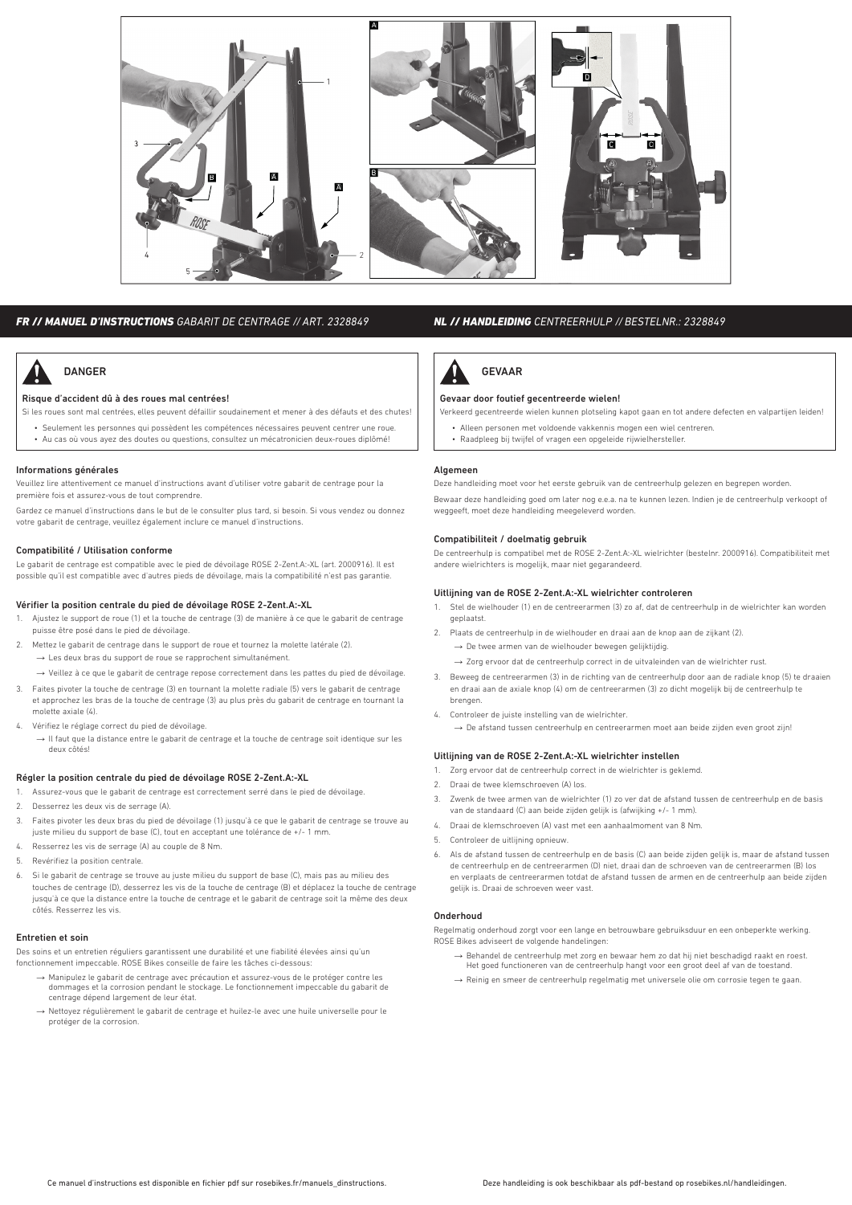## FR // MANUEL D'INSTRUCTIONS *GABARIT DE CENTRAGE // ART. 2328849*

### DANGER

**Risque d'accident dû à des roues mal centrées!**

Si les roues sont mal centrées, elles peuvent défaillir soudainement et mener à des défauts et des chutes!

- Seulement les personnes qui possèdent les compétences nécessaires peuvent centrer une roue.
- Au cas où vous ayez des doutes ou questions, consultez un mécatronicien deux-roues diplômé!

### Informations générales

Veuillez lire attentivement ce manuel d'instructions avant d'utiliser votre gabarit de centrage pour la première fois et assurez-vous de tout comprendre.

Gardez ce manuel d'instructions dans le but de le consulter plus tard, si besoin. Si vous vendez ou donnez votre gabarit de centrage, veuillez également inclure ce manuel d'instructions.

### Compatibilité / Utilisation conforme

Le gabarit de centrage est compatible avec le pied de dévoilage ROSE 2-Zent.A:-XL (art. 2000916). Il est possible qu'il est compatible avec d'autres pieds de dévoilage, mais la compatibilité n'est pas garantie.

### Vérifier la position centrale du pied de dévoilage ROSE 2-Zent.A:-XL

1. Ajustez le support de roue (1) et la touche de centrage (3) de manière à ce que le gabarit de centrage puisse être posé dans le pied de dévoilage.
2. Mettez le gabarit de centrage dans le support de roue et tournez la molette latérale (2).
   → Les deux bras du support de roue se rapprochent simultanément.
   → Veillez à ce que le gabarit de centrage repose correctement dans les pattes du pied de dévoilage.
3. Faites pivoter la touche de centrage (3) en tournant la molette radiale (5) vers le gabarit de centrage et approchez les bras de la touche de centrage (3) au plus près du gabarit de centrage en tournant la molette axiale (4).
4. Vérifiez le réglage correct du pied de dévoilage.
   → Il faut que la distance entre le gabarit de centrage et la touche de centrage soit identique sur les deux côtés!

### Régler la position centrale du pied de dévoilage ROSE 2-Zent.A:-XL

1. Assurez-vous que le gabarit de centrage est correctement serré dans le pied de dévoilage.
2. Desserrez les deux vis de serrage (A).
3. Faites pivoter les deux bras du pied de dévoilage (1) jusqu'à ce que le gabarit de centrage se trouve au juste milieu du support de base (C), tout en acceptant une tolérance de +/- 1 mm.
4. Resserrez les vis de serrage (A) au couple de 8 Nm.
5. Revérifiez la position centrale.
6. Si le gabarit de centrage se trouve au juste milieu du support de base (C), mais pas au milieu des touches de centrage (D), desserrez les vis de la touche de centrage (B) et déplacez la touche de centrage jusqu'à ce que la distance entre la touche de centrage et le gabarit de centrage soit la même des deux côtés. Resserrez les vis.

### Entretien et soin

Des soins et un entretien réguliers garantissent une durabilité et une fiabilité élevées ainsi qu'un fonctionnement impeccable. ROSE Bikes conseille de faire les tâches ci-dessous:

→ Manipulez le gabarit de centrage avec précaution et assurez-vous de le protéger contre les dommages et la corrosion pendant le stockage. Le fonctionnement impeccable du gabarit de centrage dépend largement de leur état.

→ Nettoyez régulièrement le gabarit de centrage et huilez-le avec une huile universelle pour le protéger de la corrosion.

Ce manuel d'instructions est disponible en fichier pdf sur rosebikes.fr/manuels_dinstructions.

## NL // HANDLEIDING *CENTREERHULP // BESTELNR.: 2328849*

### GEVAAR

**Gevaar door foutief gecentreerde wielen!**

Verkeerd gecentreerde wielen kunnen plotseling kapot gaan en tot andere defecten en valpartijen leiden!

- Alleen personen met voldoende vakkennis mogen een wiel centreren.
- Raadpleeg bij twijfel of vragen een opgeleide rijwielhersteller.

### Algemeen

Deze handleiding moet voor het eerste gebruik van de centreerhulp gelezen en begrepen worden.

Bewaar deze handleiding goed om later nog e.e.a. na te kunnen lezen. Indien je de centreerhulp verkoopt of weggeeft, moet deze handleiding meegeleverd worden.

### Compatibiliteit / doelmatig gebruik

De centreerhulp is compatibel met de ROSE 2-Zent.A:-XL wielrichter (bestelnr. 2000916). Compatibiliteit met andere wielrichters is mogelijk, maar niet gegarandeerd.

### Uitlijning van de ROSE 2-Zent.A:-XL wielrichter controleren

1. Stel de wielhouder (1) en de centreerarmen (3) zo af, dat de centreerhulp in de wielrichter kan worden geplaatst.
2. Plaats de centreerhulp in de wielhouder en draai aan de knop aan de zijkant (2).
   → De twee armen van de wielhouder bewegen gelijktijdig.
   → Zorg ervoor dat de centreerhulp correct in de uitvaleinden van de wielrichter rust.
3. Beweeg de centreerarmen (3) in de richting van de centreerhulp door aan de radiale knop (5) te draaien en draai aan de axiale knop (4) om de centreerarmen (3) zo dicht mogelijk bij de centreerhulp te brengen.
4. Controleer de juiste instelling van de wielrichter.
   → De afstand tussen centreerhulp en centreerarmen moet aan beide zijden even groot zijn!

### Uitlijning van de ROSE 2-Zent.A:-XL wielrichter instellen

1. Zorg ervoor dat de centreerhulp correct in de wielrichter is geklemd.
2. Draai de twee klemschroeven (A) los.
3. Zwenk de twee armen van de wielrichter (1) zo ver dat de afstand tussen de centreerhulp en de basis van de standaard (C) aan beide zijden gelijk is (afwijking +/- 1 mm).
4. Draai de klemschroeven (A) vast met een aanhaalmoment van 8 Nm.
5. Controleer de uitlijning opnieuw.
6. Als de afstand tussen de centreerhulp en de basis (C) aan beide zijden gelijk is, maar de afstand tussen de centreerhulp en de centreerarmen (D) niet, draai dan de schroeven van de centreerarmen (B) los en verplaats de centreerarmen totdat de afstand tussen de armen en de centreerhulp aan beide zijden gelijk is. Draai de schroeven weer vast.

### Onderhoud

Regelmatig onderhoud zorgt voor een lange en betrouwbare gebruiksduur en een onbeperkte werking. ROSE Bikes adviseert de volgende handelingen:

→ Behandel de centreerhulp met zorg en bewaar hem zo dat hij niet beschadigd raakt en roest. Het goed functioneren van de centreerhulp hangt voor een groot deel af van de toestand.

→ Reinig en smeer de centreerhulp regelmatig met universele olie om corrosie tegen te gaan.

Deze handleiding is ook beschikbaar als pdf-bestand op rosebikes.nl/handleidingen.